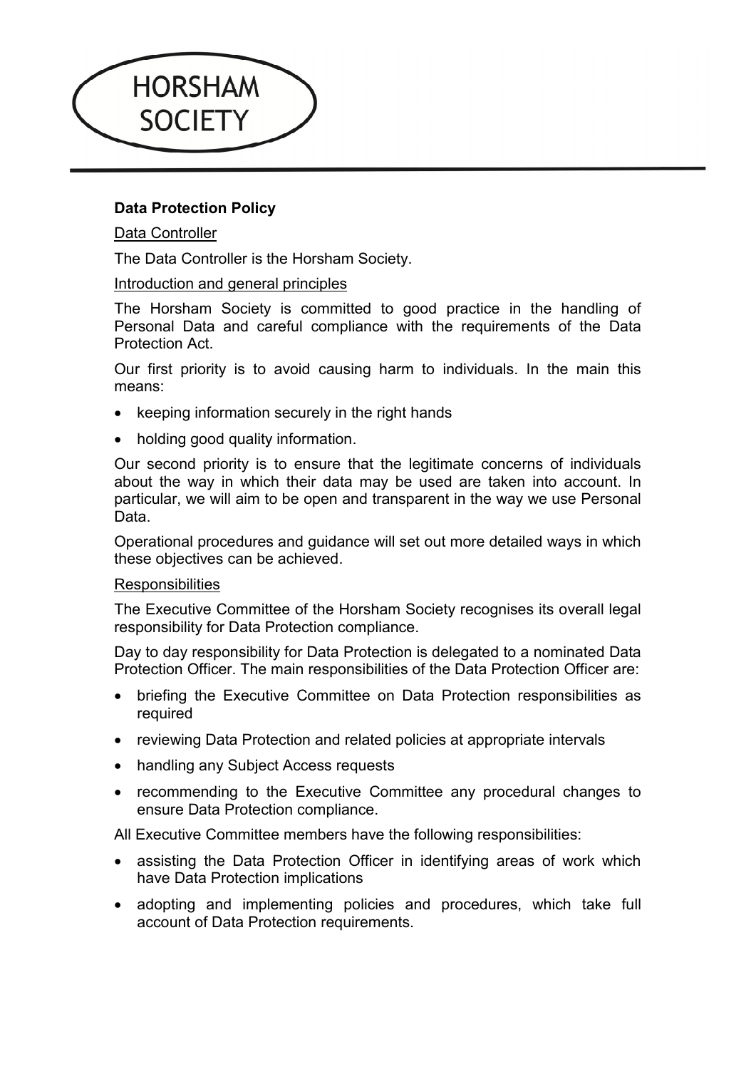HORSHAM SOCIETY

# Data Protection Policy

## Data Controller

The Data Controller is the Horsham Society.

## Introduction and general principles

The Horsham Society is committed to good practice in the handling of Personal Data and careful compliance with the requirements of the Data Protection Act.

Our first priority is to avoid causing harm to individuals. In the main this means:

- keeping information securely in the right hands
- holding good quality information.

Our second priority is to ensure that the legitimate concerns of individuals about the way in which their data may be used are taken into account. In particular, we will aim to be open and transparent in the way we use Personal Data.

Operational procedures and guidance will set out more detailed ways in which these objectives can be achieved.

## Responsibilities

The Executive Committee of the Horsham Society recognises its overall legal responsibility for Data Protection compliance.

Day to day responsibility for Data Protection is delegated to a nominated Data Protection Officer. The main responsibilities of the Data Protection Officer are:

- briefing the Executive Committee on Data Protection responsibilities as required
- reviewing Data Protection and related policies at appropriate intervals
- handling any Subject Access requests
- recommending to the Executive Committee any procedural changes to ensure Data Protection compliance.

All Executive Committee members have the following responsibilities:

- assisting the Data Protection Officer in identifying areas of work which have Data Protection implications
- adopting and implementing policies and procedures, which take full account of Data Protection requirements.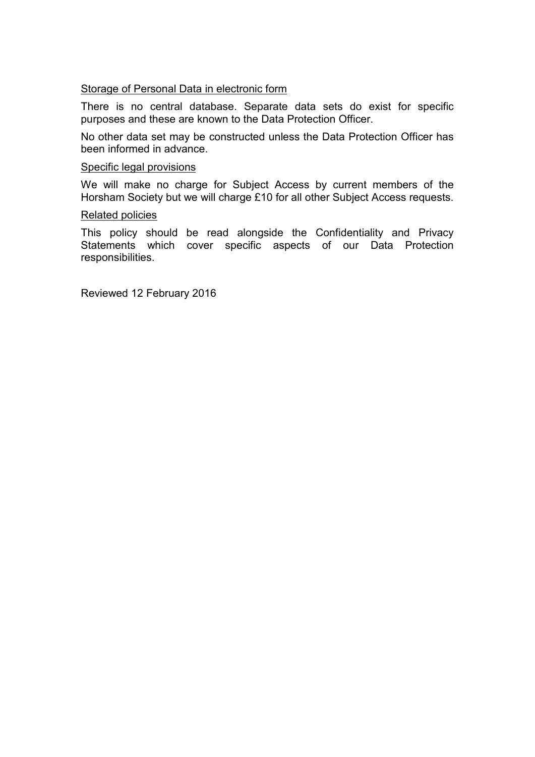<u>Storage of Personal Data in electronic form</u>

There is no central database. Separate data sets do exist for specific purposes and these are known to the Data Protection Officer.

No other data set may be constructed unless the Data Protection Officer has been informed in advance.

<u>Specific legal provisions</u>

We will make no charge for Subject Access by current members of the Horsham Society but we will charge £10 for all other Subject Access requests.

<u>Related policies</u>

This policy should be read alongside the Confidentiality and Privacy Statements which cover specific aspects of our Data Protection responsibilities.

Reviewed 12 February 2016